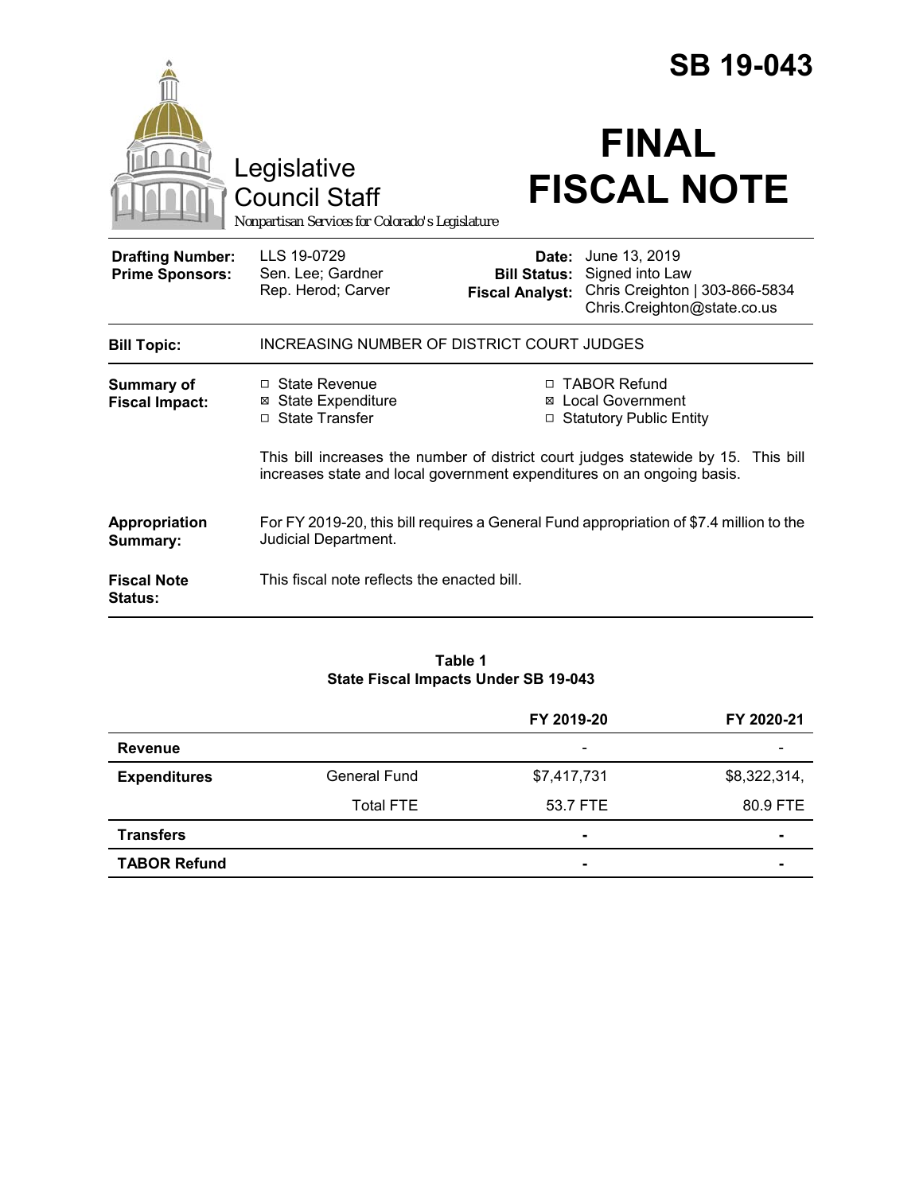# SB 19-043

Legislative Council Staff
Nonpartisan Services for Colorado's Legislature

# FINAL FISCAL NOTE

| | | | |
|---|---|---|---|
| **Drafting Number:** | LLS 19-0729 | **Date:** | June 13, 2019 |
| **Prime Sponsors:** | Sen. Lee; Gardner<br>Rep. Herod; Carver | **Bill Status:** | Signed into Law |
| | | **Fiscal Analyst:** | Chris Creighton \| 303-866-5834<br>Chris.Creighton@state.co.us |

**Bill Topic:** INCREASING NUMBER OF DISTRICT COURT JUDGES

**Summary of Fiscal Impact:**

- ☐ State Revenue
- ☒ State Expenditure
- ☐ State Transfer
- ☐ TABOR Refund
- ☒ Local Government
- ☐ Statutory Public Entity

This bill increases the number of district court judges statewide by 15. This bill increases state and local government expenditures on an ongoing basis.

**Appropriation Summary:** For FY 2019-20, this bill requires a General Fund appropriation of $7.4 million to the Judicial Department.

**Fiscal Note Status:** This fiscal note reflects the enacted bill.

**Table 1**
**State Fiscal Impacts Under SB 19-043**

| | | FY 2019-20 | FY 2020-21 |
|---|---|---|---|
| **Revenue** | | - | - |
| **Expenditures** | General Fund | $7,417,731 | $8,322,314, |
| | Total FTE | 53.7 FTE | 80.9 FTE |
| **Transfers** | | - | - |
| **TABOR Refund** | | - | - |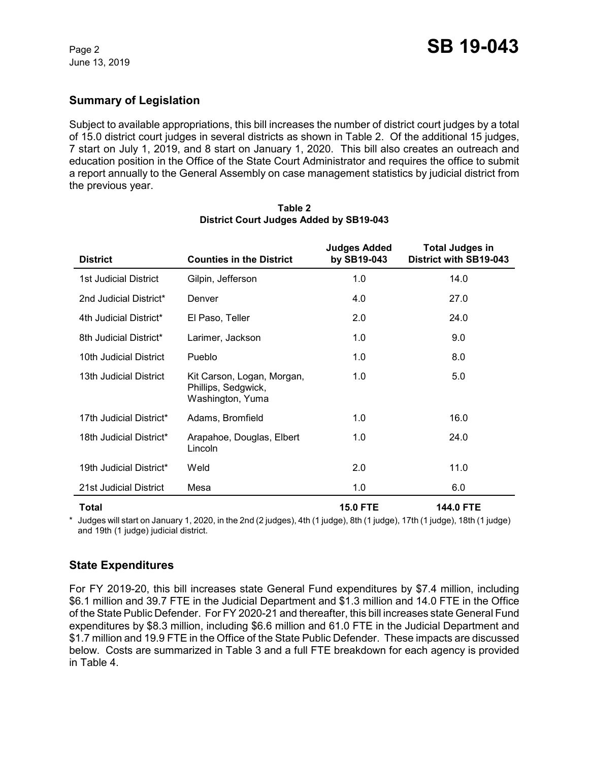## Summary of Legislation

Subject to available appropriations, this bill increases the number of district court judges by a total of 15.0 district court judges in several districts as shown in Table 2. Of the additional 15 judges, 7 start on July 1, 2019, and 8 start on January 1, 2020. This bill also creates an outreach and education position in the Office of the State Court Administrator and requires the office to submit a report annually to the General Assembly on case management statistics by judicial district from the previous year.

**Table 2**
**District Court Judges Added by SB19-043**

| District | Counties in the District | Judges Added by SB19-043 | Total Judges in District with SB19-043 |
|---|---|---|---|
| 1st Judicial District | Gilpin, Jefferson | 1.0 | 14.0 |
| 2nd Judicial District* | Denver | 4.0 | 27.0 |
| 4th Judicial District* | El Paso, Teller | 2.0 | 24.0 |
| 8th Judicial District* | Larimer, Jackson | 1.0 | 9.0 |
| 10th Judicial District | Pueblo | 1.0 | 8.0 |
| 13th Judicial District | Kit Carson, Logan, Morgan, Phillips, Sedgwick, Washington, Yuma | 1.0 | 5.0 |
| 17th Judicial District* | Adams, Bromfield | 1.0 | 16.0 |
| 18th Judicial District* | Arapahoe, Douglas, Elbert Lincoln | 1.0 | 24.0 |
| 19th Judicial District* | Weld | 2.0 | 11.0 |
| 21st Judicial District | Mesa | 1.0 | 6.0 |
| **Total** | | **15.0 FTE** | **144.0 FTE** |

* Judges will start on January 1, 2020, in the 2nd (2 judges), 4th (1 judge), 8th (1 judge), 17th (1 judge), 18th (1 judge) and 19th (1 judge) judicial district.

## State Expenditures

For FY 2019-20, this bill increases state General Fund expenditures by $7.4 million, including $6.1 million and 39.7 FTE in the Judicial Department and $1.3 million and 14.0 FTE in the Office of the State Public Defender. For FY 2020-21 and thereafter, this bill increases state General Fund expenditures by $8.3 million, including $6.6 million and 61.0 FTE in the Judicial Department and $1.7 million and 19.9 FTE in the Office of the State Public Defender. These impacts are discussed below. Costs are summarized in Table 3 and a full FTE breakdown for each agency is provided in Table 4.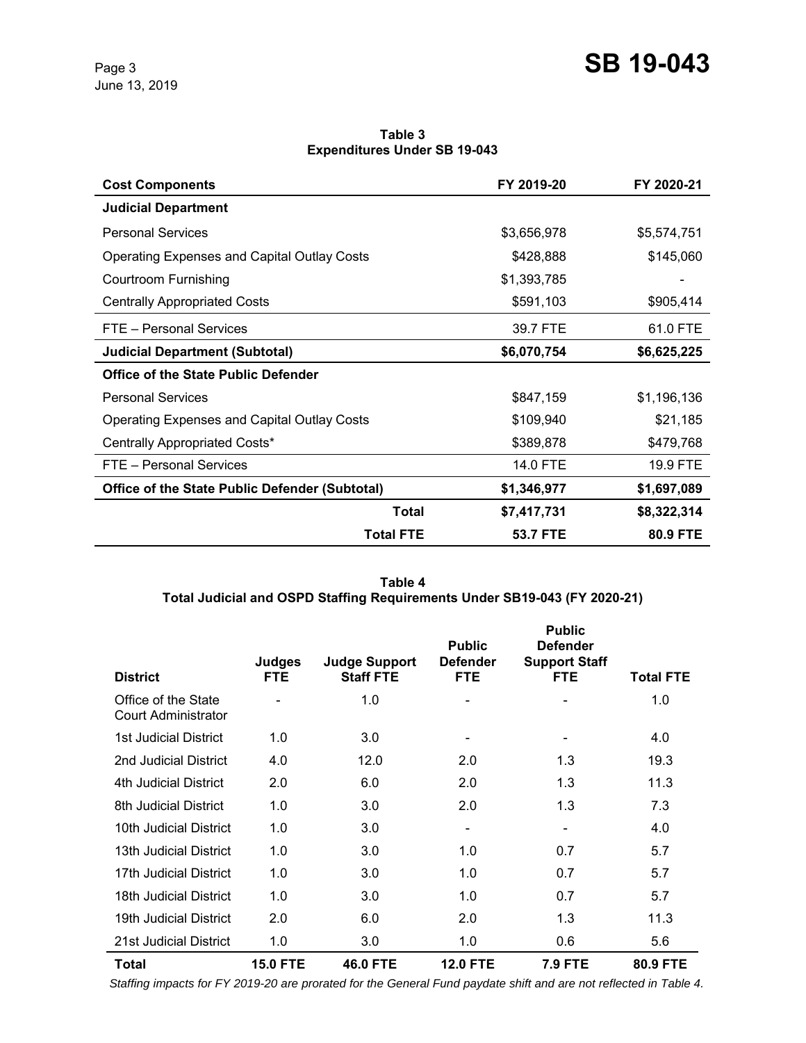**Table 3**
**Expenditures Under SB 19-043**

| Cost Components | FY 2019-20 | FY 2020-21 |
|---|---|---|
| **Judicial Department** | | |
| Personal Services | $3,656,978 | $5,574,751 |
| Operating Expenses and Capital Outlay Costs | $428,888 | $145,060 |
| Courtroom Furnishing | $1,393,785 | - |
| Centrally Appropriated Costs | $591,103 | $905,414 |
| FTE – Personal Services | 39.7 FTE | 61.0 FTE |
| **Judicial Department (Subtotal)** | **$6,070,754** | **$6,625,225** |
| **Office of the State Public Defender** | | |
| Personal Services | $847,159 | $1,196,136 |
| Operating Expenses and Capital Outlay Costs | $109,940 | $21,185 |
| Centrally Appropriated Costs* | $389,878 | $479,768 |
| FTE – Personal Services | 14.0 FTE | 19.9 FTE |
| **Office of the State Public Defender (Subtotal)** | **$1,346,977** | **$1,697,089** |
| **Total** | **$7,417,731** | **$8,322,314** |
| **Total FTE** | **53.7 FTE** | **80.9 FTE** |

**Table 4**
**Total Judicial and OSPD Staffing Requirements Under SB19-043 (FY 2020-21)**

| District | Judges FTE | Judge Support Staff FTE | Public Defender FTE | Public Defender Support Staff FTE | Total FTE |
|---|---|---|---|---|---|
| Office of the State Court Administrator | - | 1.0 | - | - | 1.0 |
| 1st Judicial District | 1.0 | 3.0 | - | - | 4.0 |
| 2nd Judicial District | 4.0 | 12.0 | 2.0 | 1.3 | 19.3 |
| 4th Judicial District | 2.0 | 6.0 | 2.0 | 1.3 | 11.3 |
| 8th Judicial District | 1.0 | 3.0 | 2.0 | 1.3 | 7.3 |
| 10th Judicial District | 1.0 | 3.0 | - | - | 4.0 |
| 13th Judicial District | 1.0 | 3.0 | 1.0 | 0.7 | 5.7 |
| 17th Judicial District | 1.0 | 3.0 | 1.0 | 0.7 | 5.7 |
| 18th Judicial District | 1.0 | 3.0 | 1.0 | 0.7 | 5.7 |
| 19th Judicial District | 2.0 | 6.0 | 2.0 | 1.3 | 11.3 |
| 21st Judicial District | 1.0 | 3.0 | 1.0 | 0.6 | 5.6 |
| **Total** | **15.0 FTE** | **46.0 FTE** | **12.0 FTE** | **7.9 FTE** | **80.9 FTE** |

*Staffing impacts for FY 2019-20 are prorated for the General Fund paydate shift and are not reflected in Table 4.*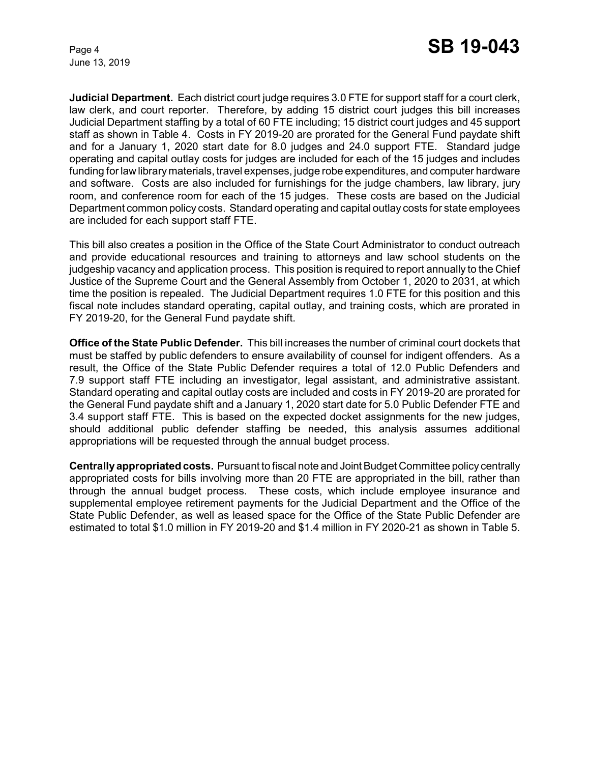**Judicial Department.** Each district court judge requires 3.0 FTE for support staff for a court clerk, law clerk, and court reporter. Therefore, by adding 15 district court judges this bill increases Judicial Department staffing by a total of 60 FTE including; 15 district court judges and 45 support staff as shown in Table 4. Costs in FY 2019-20 are prorated for the General Fund paydate shift and for a January 1, 2020 start date for 8.0 judges and 24.0 support FTE. Standard judge operating and capital outlay costs for judges are included for each of the 15 judges and includes funding for law library materials, travel expenses, judge robe expenditures, and computer hardware and software. Costs are also included for furnishings for the judge chambers, law library, jury room, and conference room for each of the 15 judges. These costs are based on the Judicial Department common policy costs. Standard operating and capital outlay costs for state employees are included for each support staff FTE.

This bill also creates a position in the Office of the State Court Administrator to conduct outreach and provide educational resources and training to attorneys and law school students on the judgeship vacancy and application process. This position is required to report annually to the Chief Justice of the Supreme Court and the General Assembly from October 1, 2020 to 2031, at which time the position is repealed. The Judicial Department requires 1.0 FTE for this position and this fiscal note includes standard operating, capital outlay, and training costs, which are prorated in FY 2019-20, for the General Fund paydate shift.

**Office of the State Public Defender.** This bill increases the number of criminal court dockets that must be staffed by public defenders to ensure availability of counsel for indigent offenders. As a result, the Office of the State Public Defender requires a total of 12.0 Public Defenders and 7.9 support staff FTE including an investigator, legal assistant, and administrative assistant. Standard operating and capital outlay costs are included and costs in FY 2019-20 are prorated for the General Fund paydate shift and a January 1, 2020 start date for 5.0 Public Defender FTE and 3.4 support staff FTE. This is based on the expected docket assignments for the new judges, should additional public defender staffing be needed, this analysis assumes additional appropriations will be requested through the annual budget process.

**Centrally appropriated costs.** Pursuant to fiscal note and Joint Budget Committee policy centrally appropriated costs for bills involving more than 20 FTE are appropriated in the bill, rather than through the annual budget process. These costs, which include employee insurance and supplemental employee retirement payments for the Judicial Department and the Office of the State Public Defender, as well as leased space for the Office of the State Public Defender are estimated to total $1.0 million in FY 2019-20 and $1.4 million in FY 2020-21 as shown in Table 5.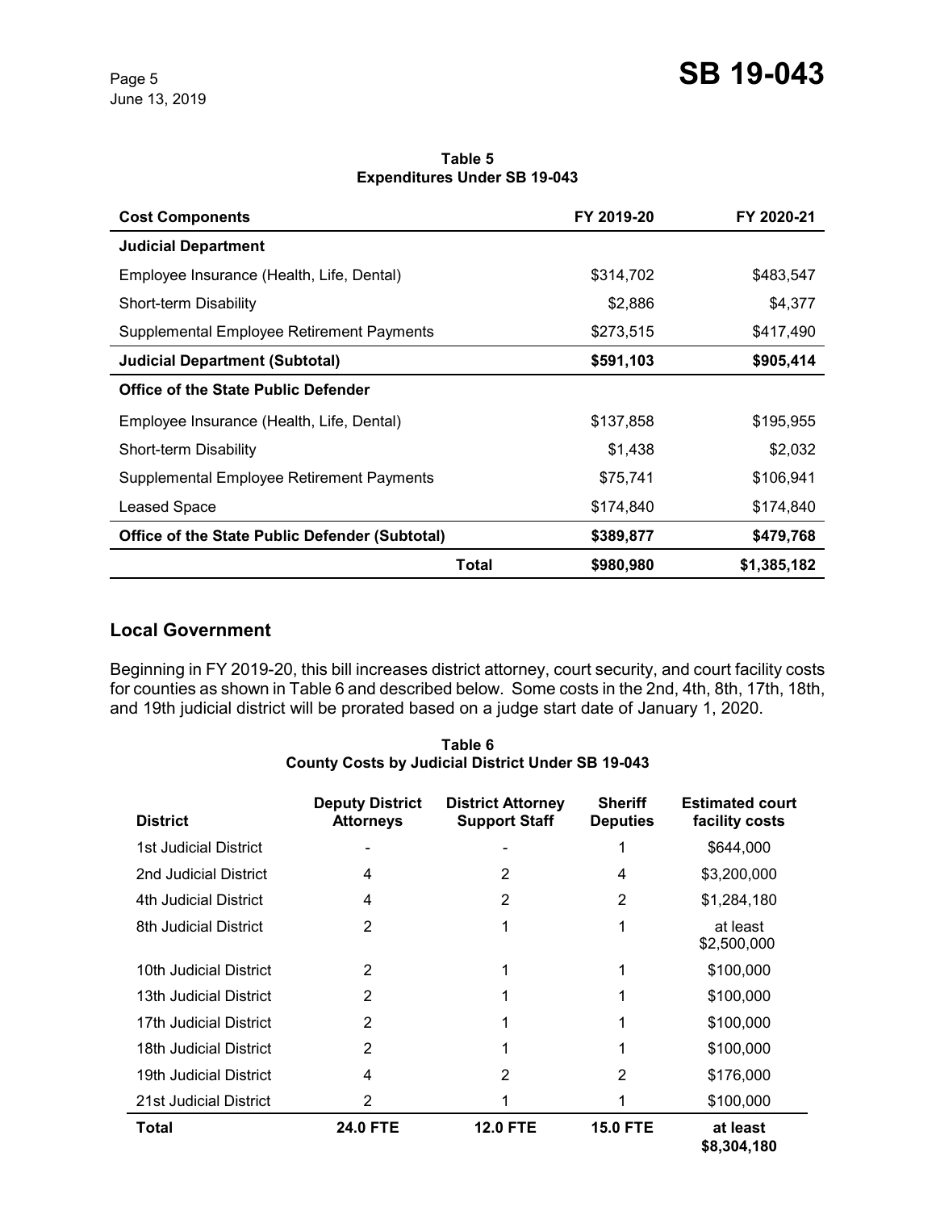**Table 5**
**Expenditures Under SB 19-043**

| Cost Components | FY 2019-20 | FY 2020-21 |
|---|---|---|
| **Judicial Department** | | |
| Employee Insurance (Health, Life, Dental) | $314,702 | $483,547 |
| Short-term Disability | $2,886 | $4,377 |
| Supplemental Employee Retirement Payments | $273,515 | $417,490 |
| **Judicial Department (Subtotal)** | **$591,103** | **$905,414** |
| **Office of the State Public Defender** | | |
| Employee Insurance (Health, Life, Dental) | $137,858 | $195,955 |
| Short-term Disability | $1,438 | $2,032 |
| Supplemental Employee Retirement Payments | $75,741 | $106,941 |
| Leased Space | $174,840 | $174,840 |
| **Office of the State Public Defender (Subtotal)** | **$389,877** | **$479,768** |
| **Total** | **$980,980** | **$1,385,182** |

## Local Government

Beginning in FY 2019-20, this bill increases district attorney, court security, and court facility costs for counties as shown in Table 6 and described below. Some costs in the 2nd, 4th, 8th, 17th, 18th, and 19th judicial district will be prorated based on a judge start date of January 1, 2020.

**Table 6**
**County Costs by Judicial District Under SB 19-043**

| District | Deputy District Attorneys | District Attorney Support Staff | Sheriff Deputies | Estimated court facility costs |
|---|---|---|---|---|
| 1st Judicial District | - | - | 1 | $644,000 |
| 2nd Judicial District | 4 | 2 | 4 | $3,200,000 |
| 4th Judicial District | 4 | 2 | 2 | $1,284,180 |
| 8th Judicial District | 2 | 1 | 1 | at least $2,500,000 |
| 10th Judicial District | 2 | 1 | 1 | $100,000 |
| 13th Judicial District | 2 | 1 | 1 | $100,000 |
| 17th Judicial District | 2 | 1 | 1 | $100,000 |
| 18th Judicial District | 2 | 1 | 1 | $100,000 |
| 19th Judicial District | 4 | 2 | 2 | $176,000 |
| 21st Judicial District | 2 | 1 | 1 | $100,000 |
| **Total** | **24.0 FTE** | **12.0 FTE** | **15.0 FTE** | **at least $8,304,180** |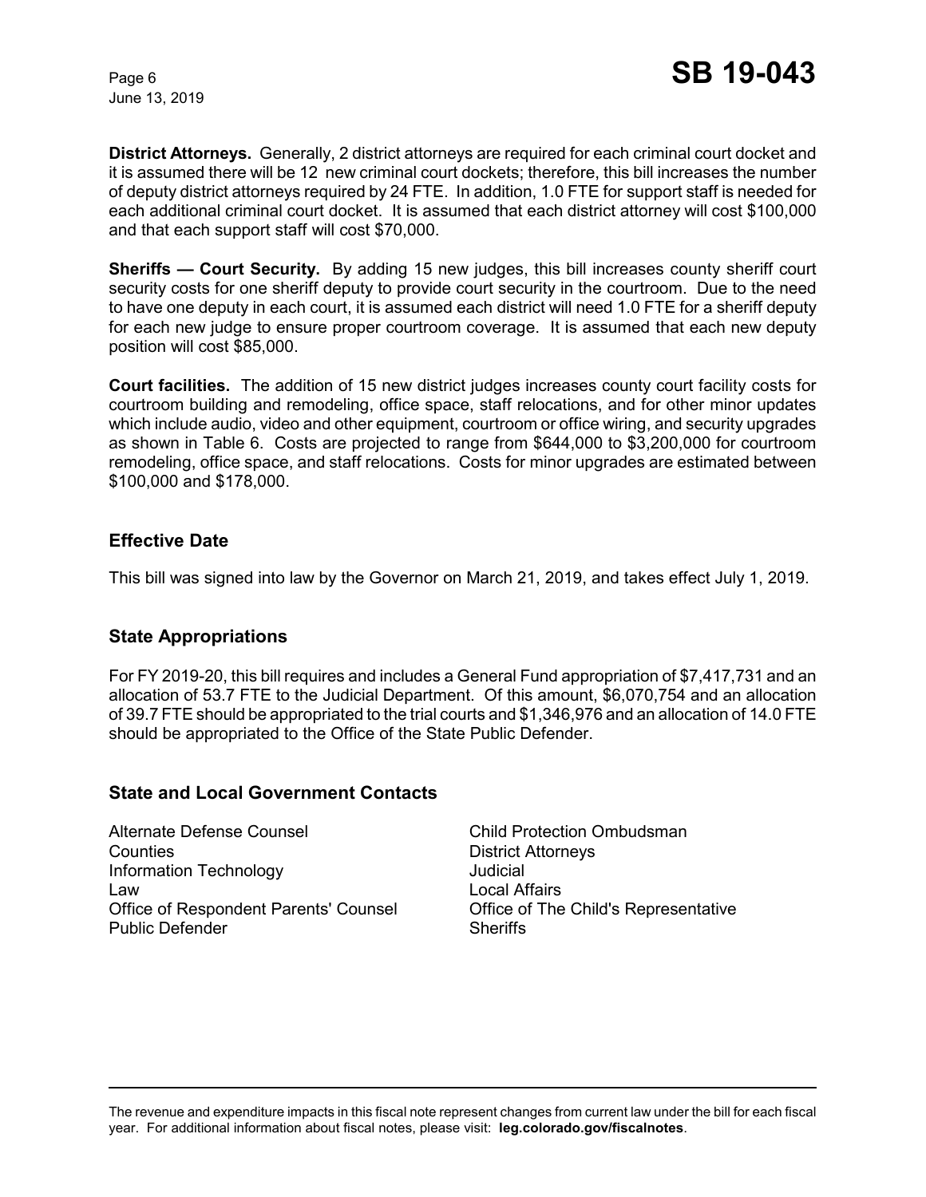**District Attorneys.** Generally, 2 district attorneys are required for each criminal court docket and it is assumed there will be 12 new criminal court dockets; therefore, this bill increases the number of deputy district attorneys required by 24 FTE. In addition, 1.0 FTE for support staff is needed for each additional criminal court docket. It is assumed that each district attorney will cost $100,000 and that each support staff will cost $70,000.

**Sheriffs — Court Security.** By adding 15 new judges, this bill increases county sheriff court security costs for one sheriff deputy to provide court security in the courtroom. Due to the need to have one deputy in each court, it is assumed each district will need 1.0 FTE for a sheriff deputy for each new judge to ensure proper courtroom coverage. It is assumed that each new deputy position will cost $85,000.

**Court facilities.** The addition of 15 new district judges increases county court facility costs for courtroom building and remodeling, office space, staff relocations, and for other minor updates which include audio, video and other equipment, courtroom or office wiring, and security upgrades as shown in Table 6. Costs are projected to range from $644,000 to $3,200,000 for courtroom remodeling, office space, and staff relocations. Costs for minor upgrades are estimated between $100,000 and $178,000.

## Effective Date

This bill was signed into law by the Governor on March 21, 2019, and takes effect July 1, 2019.

## State Appropriations

For FY 2019-20, this bill requires and includes a General Fund appropriation of $7,417,731 and an allocation of 53.7 FTE to the Judicial Department. Of this amount, $6,070,754 and an allocation of 39.7 FTE should be appropriated to the trial courts and $1,346,976 and an allocation of 14.0 FTE should be appropriated to the Office of the State Public Defender.

## State and Local Government Contacts

Alternate Defense Counsel
Child Protection Ombudsman
Counties
District Attorneys
Information Technology
Judicial
Law
Local Affairs
Office of Respondent Parents' Counsel
Office of The Child's Representative
Public Defender
Sheriffs

The revenue and expenditure impacts in this fiscal note represent changes from current law under the bill for each fiscal year. For additional information about fiscal notes, please visit: **leg.colorado.gov/fiscalnotes**.